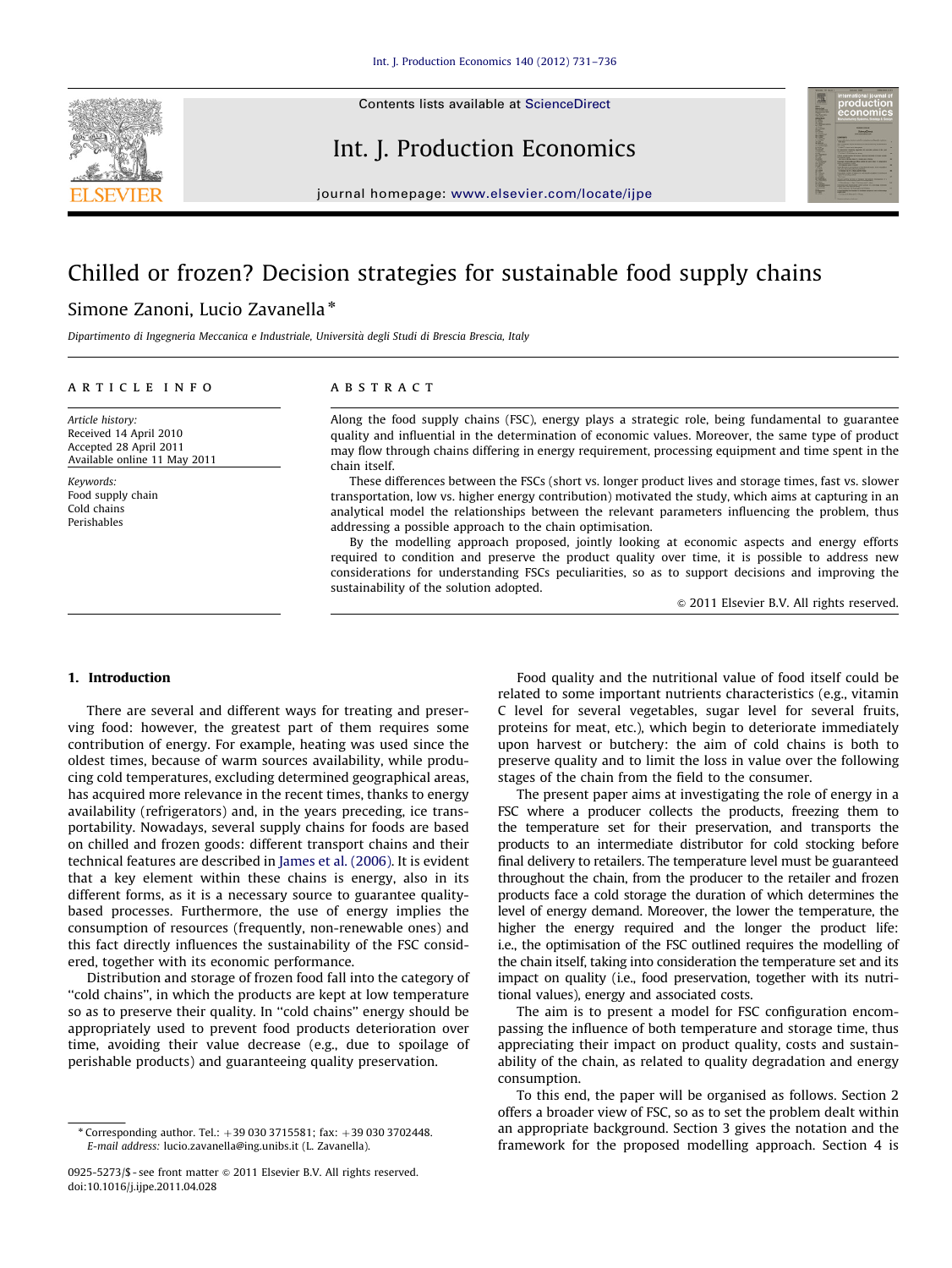# Chilled or frozen? Decision strategies for sustainable food supply chains

Simone Zanoni, Lucio Zavanella *

*Dipartimento di Ingegneria Meccanica e Industriale, Università degli Studi di Brescia Brescia, Italy*

**ARTICLE INFO**

*Article history:*
Received 14 April 2010
Accepted 28 April 2011
Available online 11 May 2011

*Keywords:*
Food supply chain
Cold chains
Perishables

**ABSTRACT**

Along the food supply chains (FSC), energy plays a strategic role, being fundamental to guarantee quality and influential in the determination of economic values. Moreover, the same type of product may flow through chains differing in energy requirement, processing equipment and time spent in the chain itself.

These differences between the FSCs (short vs. longer product lives and storage times, fast vs. slower transportation, low vs. higher energy contribution) motivated the study, which aims at capturing in an analytical model the relationships between the relevant parameters influencing the problem, thus addressing a possible approach to the chain optimisation.

By the modelling approach proposed, jointly looking at economic aspects and energy efforts required to condition and preserve the product quality over time, it is possible to address new considerations for understanding FSCs peculiarities, so as to support decisions and improving the sustainability of the solution adopted.

© 2011 Elsevier B.V. All rights reserved.

## 1. Introduction

There are several and different ways for treating and preserving food: however, the greatest part of them requires some contribution of energy. For example, heating was used since the oldest times, because of warm sources availability, while producing cold temperatures, excluding determined geographical areas, has acquired more relevance in the recent times, thanks to energy availability (refrigerators) and, in the years preceding, ice transportability. Nowadays, several supply chains for foods are based on chilled and frozen goods: different transport chains and their technical features are described in James et al. (2006). It is evident that a key element within these chains is energy, also in its different forms, as it is a necessary source to guarantee quality-based processes. Furthermore, the use of energy implies the consumption of resources (frequently, non-renewable ones) and this fact directly influences the sustainability of the FSC considered, together with its economic performance.

Distribution and storage of frozen food fall into the category of "cold chains", in which the products are kept at low temperature so as to preserve their quality. In "cold chains" energy should be appropriately used to prevent food products deterioration over time, avoiding their value decrease (e.g., due to spoilage of perishable products) and guaranteeing quality preservation.

Food quality and the nutritional value of food itself could be related to some important nutrients characteristics (e.g., vitamin C level for several vegetables, sugar level for several fruits, proteins for meat, etc.), which begin to deteriorate immediately upon harvest or butchery: the aim of cold chains is both to preserve quality and to limit the loss in value over the following stages of the chain from the field to the consumer.

The present paper aims at investigating the role of energy in a FSC where a producer collects the products, freezing them to the temperature set for their preservation, and transports the products to an intermediate distributor for cold stocking before final delivery to retailers. The temperature level must be guaranteed throughout the chain, from the producer to the retailer and frozen products face a cold storage the duration of which determines the level of energy demand. Moreover, the lower the temperature, the higher the energy required and the longer the product life: i.e., the optimisation of the FSC outlined requires the modelling of the chain itself, taking into consideration the temperature set and its impact on quality (i.e., food preservation, together with its nutritional values), energy and associated costs.

The aim is to present a model for FSC configuration encompassing the influence of both temperature and storage time, thus appreciating their impact on product quality, costs and sustainability of the chain, as related to quality degradation and energy consumption.

To this end, the paper will be organised as follows. Section 2 offers a broader view of FSC, so as to set the problem dealt within an appropriate background. Section 3 gives the notation and the framework for the proposed modelling approach. Section 4 is

* Corresponding author. Tel.: +39 030 3715581; fax: +39 030 3702448.
E-mail address: lucio.zavanella@ing.unibs.it (L. Zavanella).

0925-5273/$ - see front matter © 2011 Elsevier B.V. All rights reserved.
doi:10.1016/j.ijpe.2011.04.028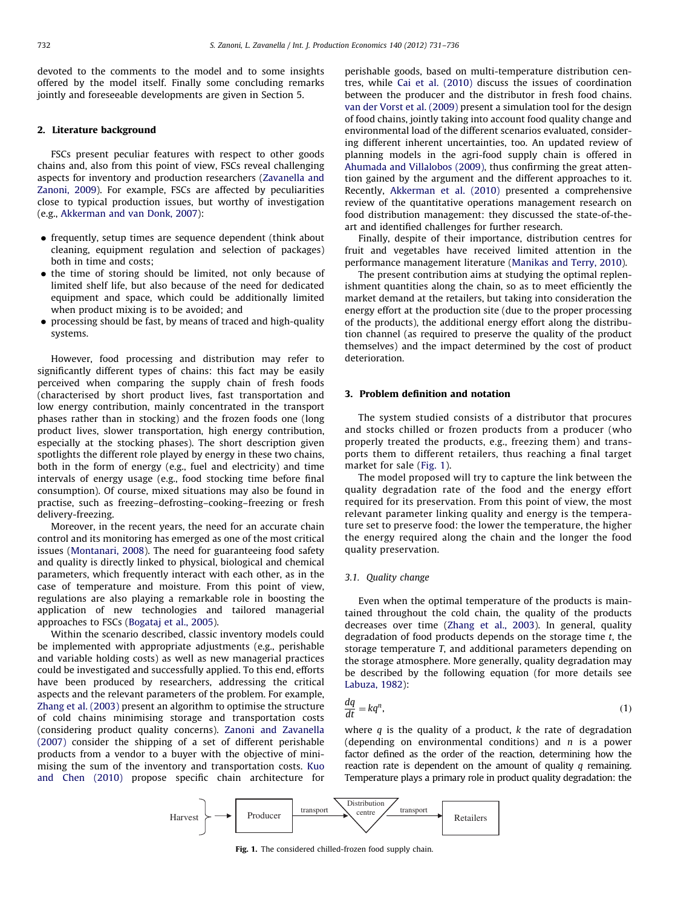devoted to the comments to the model and to some insights offered by the model itself. Finally some concluding remarks jointly and foreseeable developments are given in Section 5.

## 2. Literature background

FSCs present peculiar features with respect to other goods chains and, also from this point of view, FSCs reveal challenging aspects for inventory and production researchers (Zavanella and Zanoni, 2009). For example, FSCs are affected by peculiarities close to typical production issues, but worthy of investigation (e.g., Akkerman and van Donk, 2007):

- frequently, setup times are sequence dependent (think about cleaning, equipment regulation and selection of packages) both in time and costs;
- the time of storing should be limited, not only because of limited shelf life, but also because of the need for dedicated equipment and space, which could be additionally limited when product mixing is to be avoided; and
- processing should be fast, by means of traced and high-quality systems.

However, food processing and distribution may refer to significantly different types of chains: this fact may be easily perceived when comparing the supply chain of fresh foods (characterised by short product lives, fast transportation and low energy contribution, mainly concentrated in the transport phases rather than in stocking) and the frozen foods one (long product lives, slower transportation, high energy contribution, especially at the stocking phases). The short description given spotlights the different role played by energy in these two chains, both in the form of energy (e.g., fuel and electricity) and time intervals of energy usage (e.g., food stocking time before final consumption). Of course, mixed situations may also be found in practise, such as freezing–defrosting–cooking–freezing or fresh delivery-freezing.

Moreover, in the recent years, the need for an accurate chain control and its monitoring has emerged as one of the most critical issues (Montanari, 2008). The need for guaranteeing food safety and quality is directly linked to physical, biological and chemical parameters, which frequently interact with each other, as in the case of temperature and moisture. From this point of view, regulations are also playing a remarkable role in boosting the application of new technologies and tailored managerial approaches to FSCs (Bogataj et al., 2005).

Within the scenario described, classic inventory models could be implemented with appropriate adjustments (e.g., perishable and variable holding costs) as well as new managerial practices could be investigated and successfully applied. To this end, efforts have been produced by researchers, addressing the critical aspects and the relevant parameters of the problem. For example, Zhang et al. (2003) present an algorithm to optimise the structure of cold chains minimising storage and transportation costs (considering product quality concerns). Zanoni and Zavanella (2007) consider the shipping of a set of different perishable products from a vendor to a buyer with the objective of minimising the sum of the inventory and transportation costs. Kuo and Chen (2010) propose specific chain architecture for perishable goods, based on multi-temperature distribution centres, while Cai et al. (2010) discuss the issues of coordination between the producer and the distributor in fresh food chains. van der Vorst et al. (2009) present a simulation tool for the design of food chains, jointly taking into account food quality change and environmental load of the different scenarios evaluated, considering different inherent uncertainties, too. An updated review of planning models in the agri-food supply chain is offered in Ahumada and Villalobos (2009), thus confirming the great attention gained by the argument and the different approaches to it. Recently, Akkerman et al. (2010) presented a comprehensive review of the quantitative operations management research on food distribution management: they discussed the state-of-the-art and identified challenges for further research.

Finally, despite of their importance, distribution centres for fruit and vegetables have received limited attention in the performance management literature (Manikas and Terry, 2010).

The present contribution aims at studying the optimal replenishment quantities along the chain, so as to meet efficiently the market demand at the retailers, but taking into consideration the energy effort at the production site (due to the proper processing of the products), the additional energy effort along the distribution channel (as required to preserve the quality of the product themselves) and the impact determined by the cost of product deterioration.

## 3. Problem definition and notation

The system studied consists of a distributor that procures and stocks chilled or frozen products from a producer (who properly treated the products, e.g., freezing them) and transports them to different retailers, thus reaching a final target market for sale (Fig. 1).

The model proposed will try to capture the link between the quality degradation rate of the food and the energy effort required for its preservation. From this point of view, the most relevant parameter linking quality and energy is the temperature set to preserve food: the lower the temperature, the higher the energy required along the chain and the longer the food quality preservation.

### 3.1. Quality change

Even when the optimal temperature of the products is maintained throughout the cold chain, the quality of the products decreases over time (Zhang et al., 2003). In general, quality degradation of food products depends on the storage time $t$, the storage temperature $T$, and additional parameters depending on the storage atmosphere. More generally, quality degradation may be described by the following equation (for more details see Labuza, 1982):

$$\frac{dq}{dt} = kq^n, \tag{1}$$

where $q$ is the quality of a product, $k$ the rate of degradation (depending on environmental conditions) and $n$ is a power factor defined as the order of the reaction, determining how the reaction rate is dependent on the amount of quality $q$ remaining. Temperature plays a primary role in product quality degradation: the

Harvest → Producer → transport → Distribution centre → transport → Retailers

**Fig. 1.** The considered chilled-frozen food supply chain.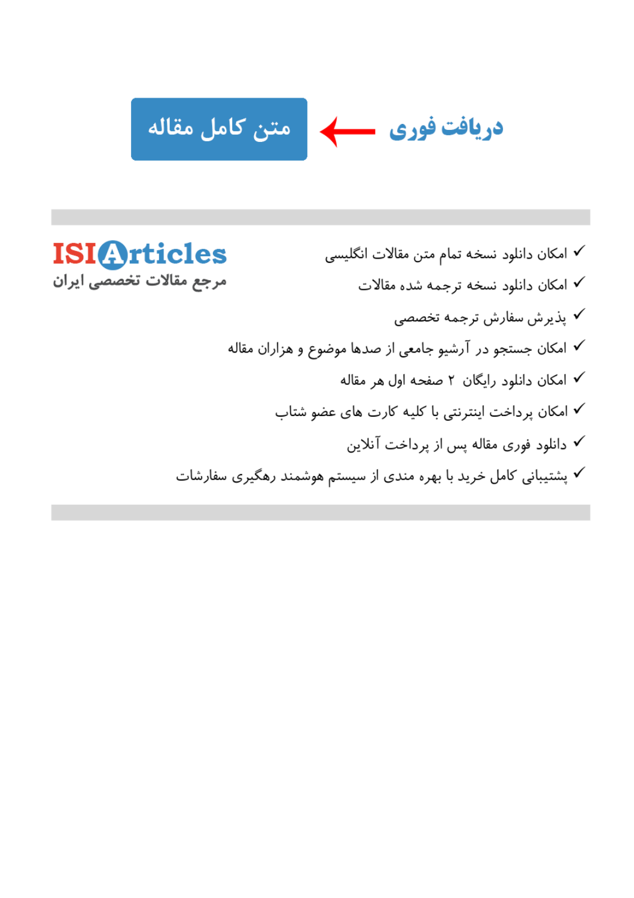دریافت فوری ← متن کامل مقاله

**ISIArticles**
مرجع مقالات تخصصی ایران

- ✓ امکان دانلود نسخه تمام متن مقالات انگلیسی
- ✓ امکان دانلود نسخه ترجمه شده مقالات
- ✓ پذیرش سفارش ترجمه تخصصی
- ✓ امکان جستجو در آرشیو جامعی از صدها موضوع و هزاران مقاله
- ✓ امکان دانلود رایگان ۲ صفحه اول هر مقاله
- ✓ امکان پرداخت اینترنتی با کلیه کارت های عضو شتاب
- ✓ دانلود فوری مقاله پس از پرداخت آنلاین
- ✓ پشتیبانی کامل خرید با بهره مندی از سیستم هوشمند رهگیری سفارشات